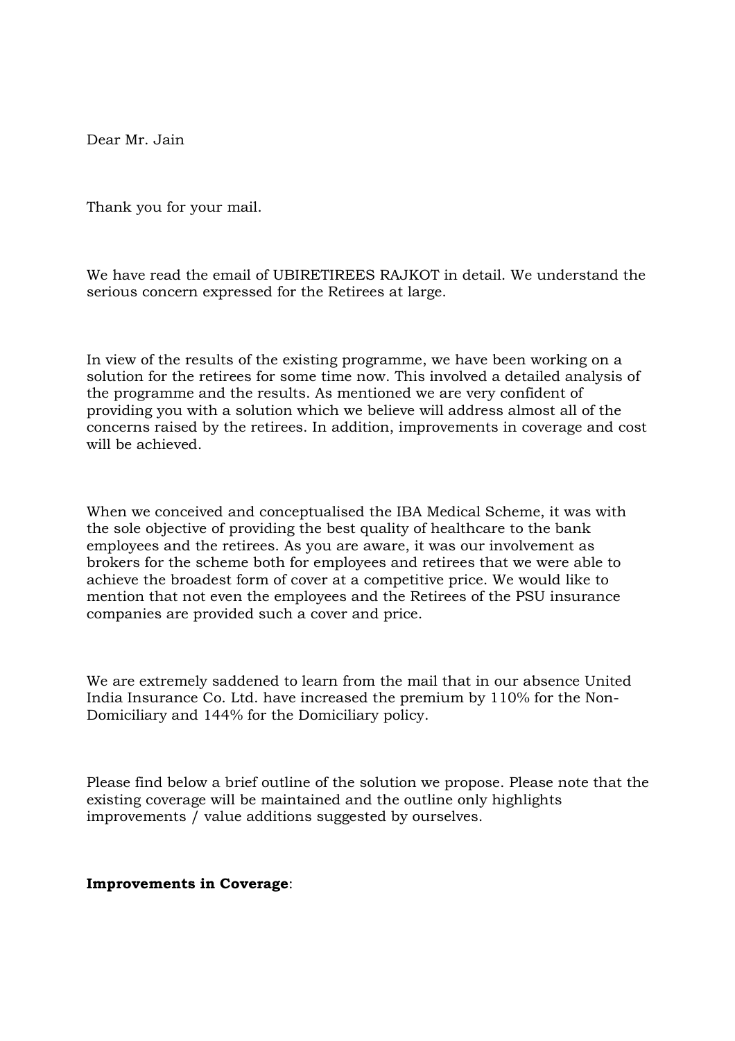Dear Mr. Jain

Thank you for your mail.

We have read the email of UBIRETIREES RAJKOT in detail. We understand the serious concern expressed for the Retirees at large.

In view of the results of the existing programme, we have been working on a solution for the retirees for some time now. This involved a detailed analysis of the programme and the results. As mentioned we are very confident of providing you with a solution which we believe will address almost all of the concerns raised by the retirees. In addition, improvements in coverage and cost will be achieved.

When we conceived and conceptualised the IBA Medical Scheme, it was with the sole objective of providing the best quality of healthcare to the bank employees and the retirees. As you are aware, it was our involvement as brokers for the scheme both for employees and retirees that we were able to achieve the broadest form of cover at a competitive price. We would like to mention that not even the employees and the Retirees of the PSU insurance companies are provided such a cover and price.

We are extremely saddened to learn from the mail that in our absence United India Insurance Co. Ltd. have increased the premium by 110% for the Non-Domiciliary and 144% for the Domiciliary policy.

Please find below a brief outline of the solution we propose. Please note that the existing coverage will be maintained and the outline only highlights improvements / value additions suggested by ourselves.

**Improvements in Coverage**: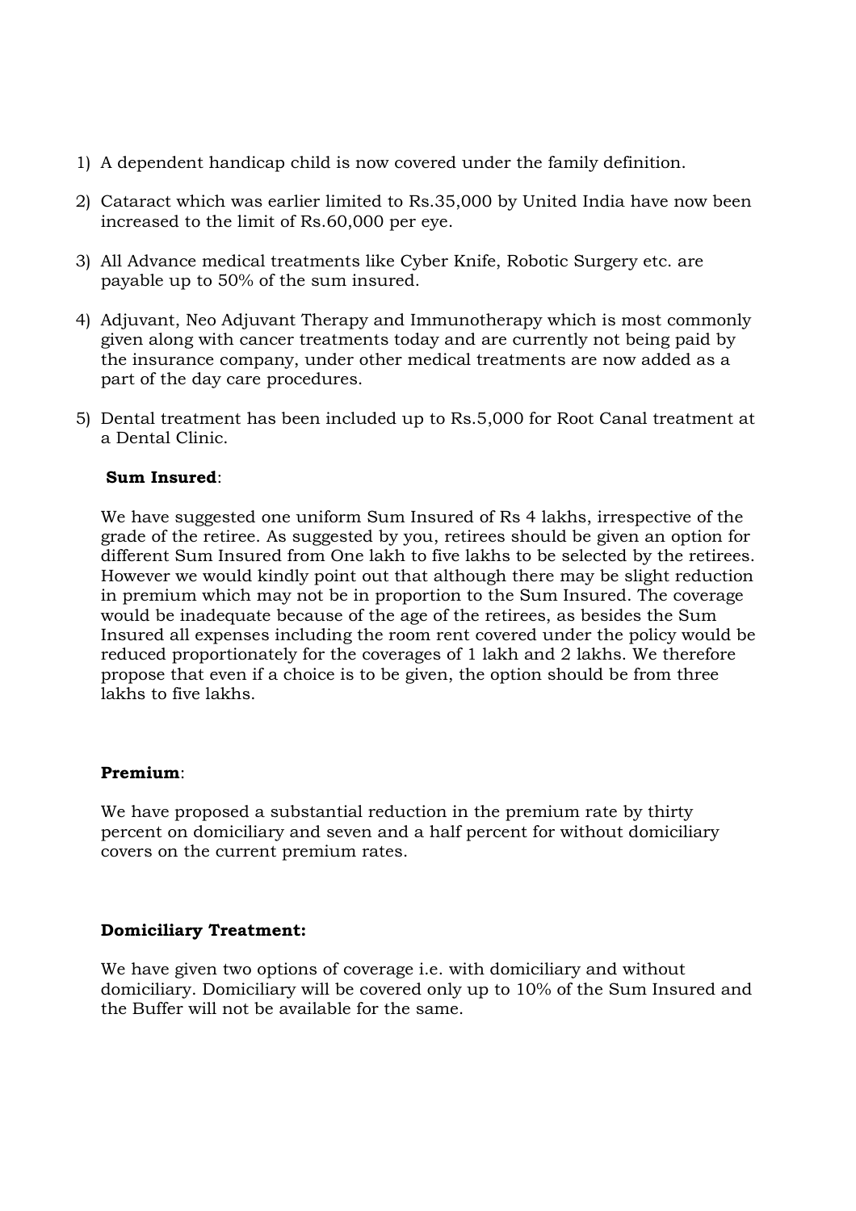1) A dependent handicap child is now covered under the family definition.

2) Cataract which was earlier limited to Rs.35,000 by United India have now been increased to the limit of Rs.60,000 per eye.

3) All Advance medical treatments like Cyber Knife, Robotic Surgery etc. are payable up to 50% of the sum insured.

4) Adjuvant, Neo Adjuvant Therapy and Immunotherapy which is most commonly given along with cancer treatments today and are currently not being paid by the insurance company, under other medical treatments are now added as a part of the day care procedures.

5) Dental treatment has been included up to Rs.5,000 for Root Canal treatment at a Dental Clinic.

**Sum Insured**:

We have suggested one uniform Sum Insured of Rs 4 lakhs, irrespective of the grade of the retiree. As suggested by you, retirees should be given an option for different Sum Insured from One lakh to five lakhs to be selected by the retirees. However we would kindly point out that although there may be slight reduction in premium which may not be in proportion to the Sum Insured. The coverage would be inadequate because of the age of the retirees, as besides the Sum Insured all expenses including the room rent covered under the policy would be reduced proportionately for the coverages of 1 lakh and 2 lakhs. We therefore propose that even if a choice is to be given, the option should be from three lakhs to five lakhs.

**Premium**:

We have proposed a substantial reduction in the premium rate by thirty percent on domiciliary and seven and a half percent for without domiciliary covers on the current premium rates.

**Domiciliary Treatment:**

We have given two options of coverage i.e. with domiciliary and without domiciliary. Domiciliary will be covered only up to 10% of the Sum Insured and the Buffer will not be available for the same.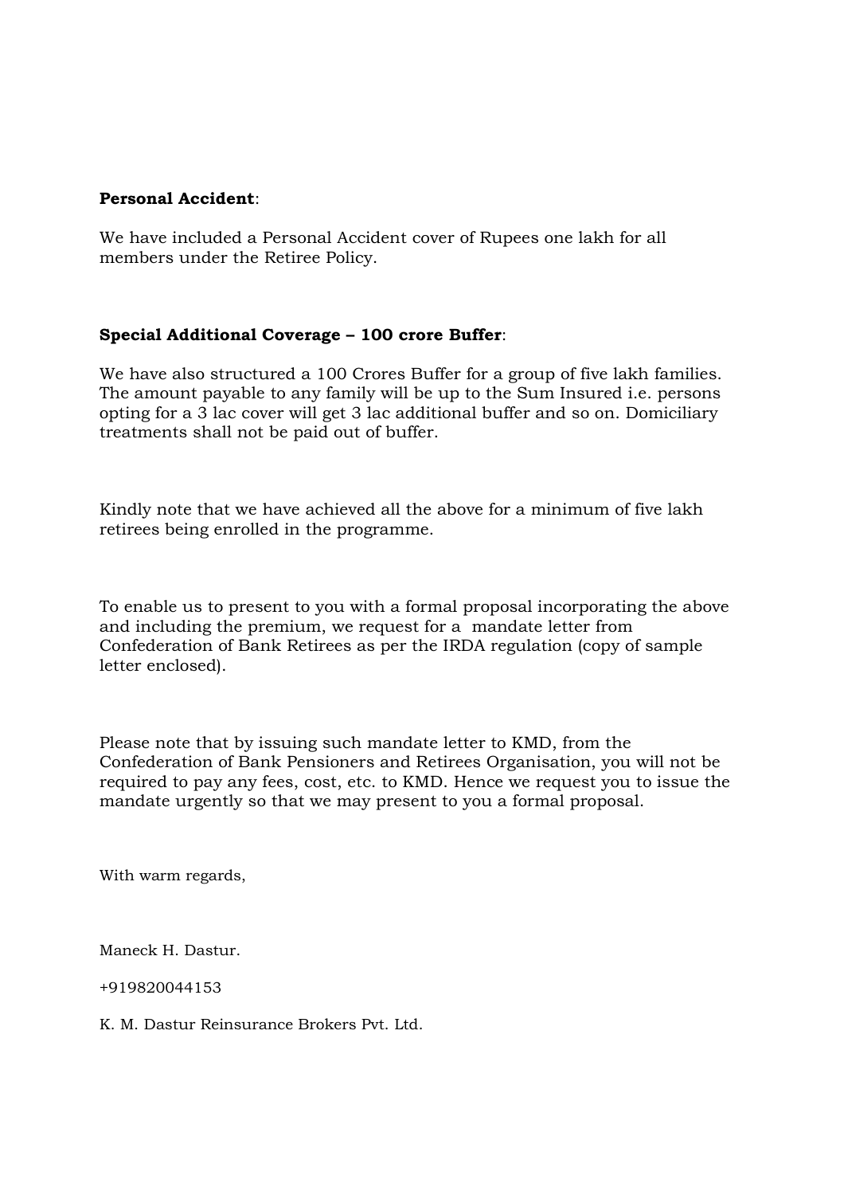**Personal Accident**:

We have included a Personal Accident cover of Rupees one lakh for all members under the Retiree Policy.

**Special Additional Coverage – 100 crore Buffer**:

We have also structured a 100 Crores Buffer for a group of five lakh families. The amount payable to any family will be up to the Sum Insured i.e. persons opting for a 3 lac cover will get 3 lac additional buffer and so on. Domiciliary treatments shall not be paid out of buffer.

Kindly note that we have achieved all the above for a minimum of five lakh retirees being enrolled in the programme.

To enable us to present to you with a formal proposal incorporating the above and including the premium, we request for a mandate letter from Confederation of Bank Retirees as per the IRDA regulation (copy of sample letter enclosed).

Please note that by issuing such mandate letter to KMD, from the Confederation of Bank Pensioners and Retirees Organisation, you will not be required to pay any fees, cost, etc. to KMD. Hence we request you to issue the mandate urgently so that we may present to you a formal proposal.

With warm regards,

Maneck H. Dastur.

+919820044153

K. M. Dastur Reinsurance Brokers Pvt. Ltd.